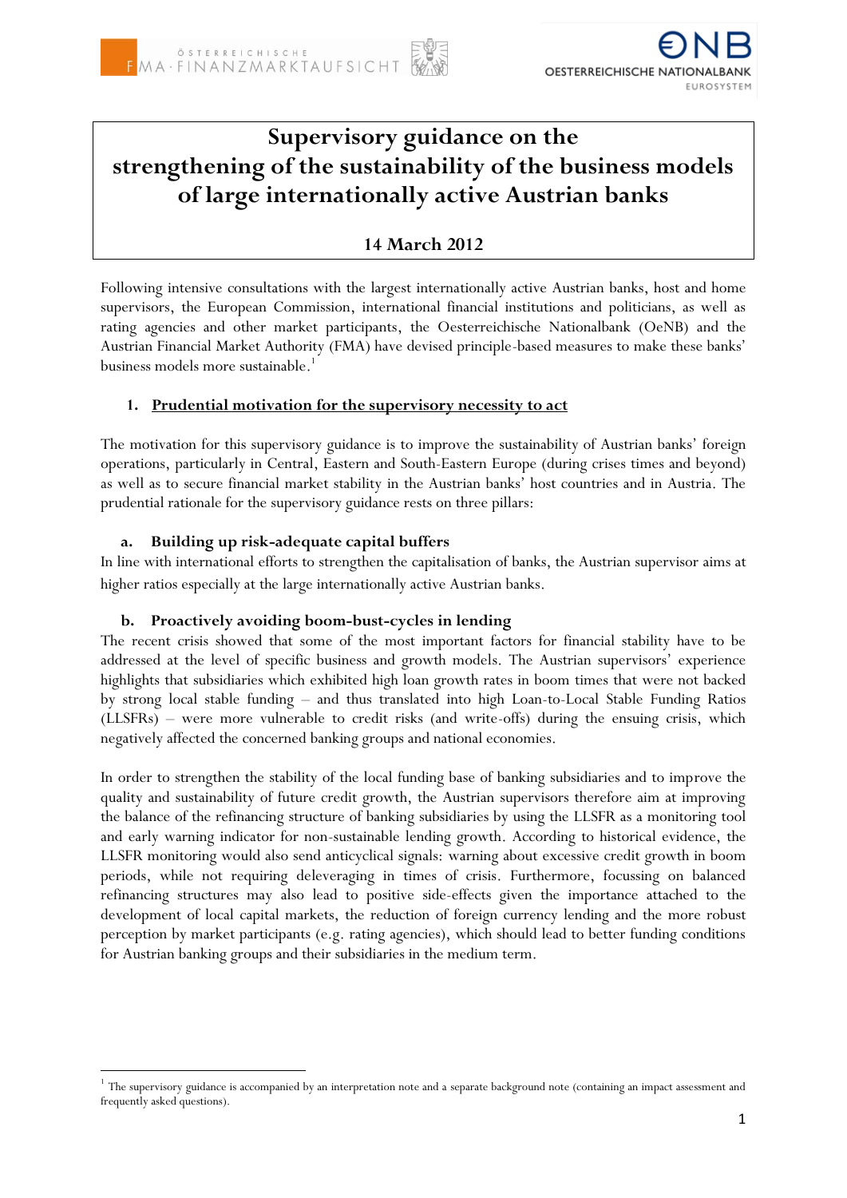# Supervisory guidance on the strengthening of the sustainability of the business models of large internationally active Austrian banks

**14 March 2012**

Following intensive consultations with the largest internationally active Austrian banks, host and home supervisors, the European Commission, international financial institutions and politicians, as well as rating agencies and other market participants, the Oesterreichische Nationalbank (OeNB) and the Austrian Financial Market Authority (FMA) have devised principle-based measures to make these banks' business models more sustainable.[1]

## 1. Prudential motivation for the supervisory necessity to act

The motivation for this supervisory guidance is to improve the sustainability of Austrian banks' foreign operations, particularly in Central, Eastern and South-Eastern Europe (during crises times and beyond) as well as to secure financial market stability in the Austrian banks' host countries and in Austria. The prudential rationale for the supervisory guidance rests on three pillars:

### a. Building up risk-adequate capital buffers

In line with international efforts to strengthen the capitalisation of banks, the Austrian supervisor aims at higher ratios especially at the large internationally active Austrian banks.

### b. Proactively avoiding boom-bust-cycles in lending

The recent crisis showed that some of the most important factors for financial stability have to be addressed at the level of specific business and growth models. The Austrian supervisors' experience highlights that subsidiaries which exhibited high loan growth rates in boom times that were not backed by strong local stable funding – and thus translated into high Loan-to-Local Stable Funding Ratios (LLSFRs) – were more vulnerable to credit risks (and write-offs) during the ensuing crisis, which negatively affected the concerned banking groups and national economies.

In order to strengthen the stability of the local funding base of banking subsidiaries and to improve the quality and sustainability of future credit growth, the Austrian supervisors therefore aim at improving the balance of the refinancing structure of banking subsidiaries by using the LLSFR as a monitoring tool and early warning indicator for non-sustainable lending growth. According to historical evidence, the LLSFR monitoring would also send anticyclical signals: warning about excessive credit growth in boom periods, while not requiring deleveraging in times of crisis. Furthermore, focussing on balanced refinancing structures may also lead to positive side-effects given the importance attached to the development of local capital markets, the reduction of foreign currency lending and the more robust perception by market participants (e.g. rating agencies), which should lead to better funding conditions for Austrian banking groups and their subsidiaries in the medium term.

---

[1] The supervisory guidance is accompanied by an interpretation note and a separate background note (containing an impact assessment and frequently asked questions).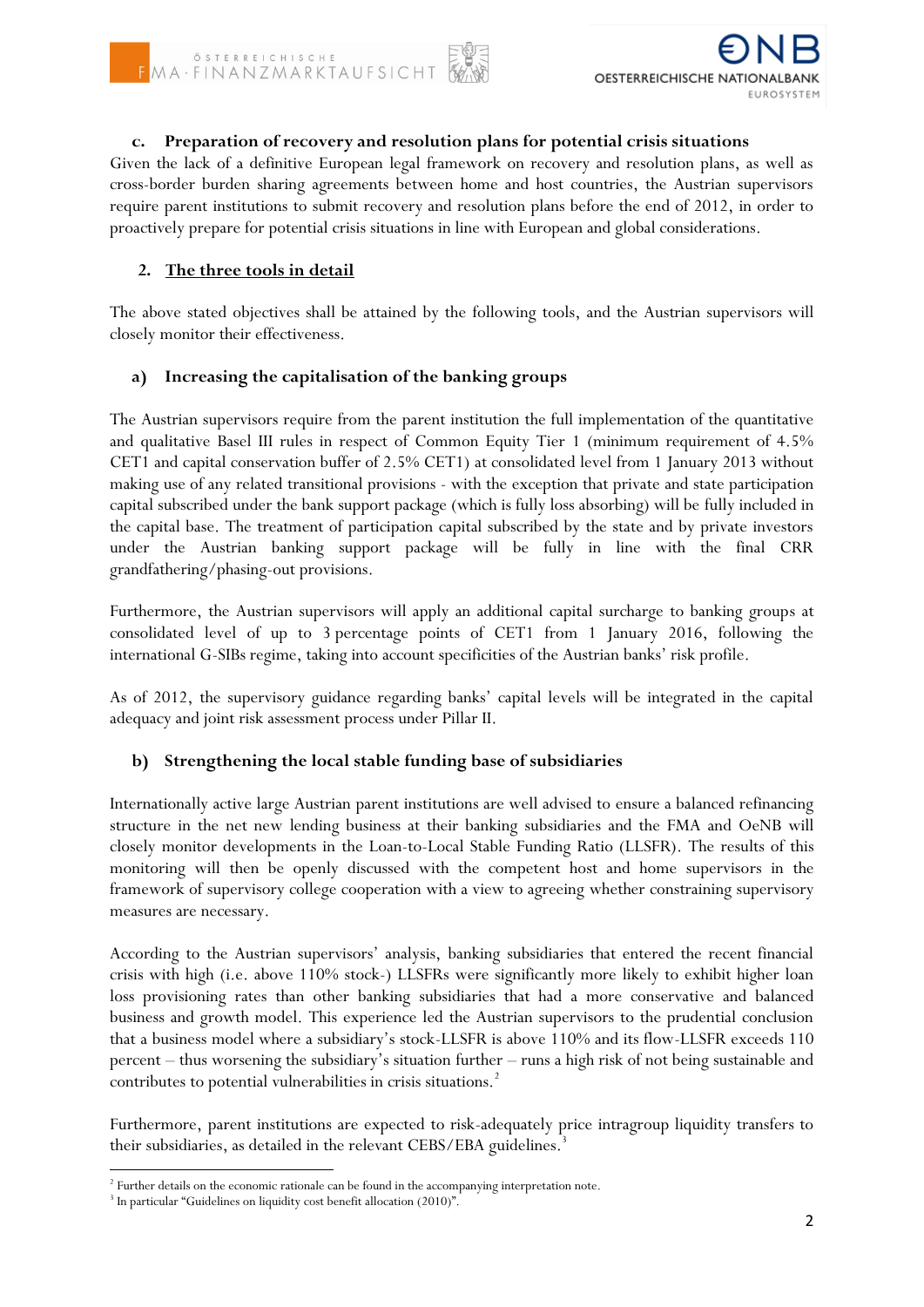### c. Preparation of recovery and resolution plans for potential crisis situations

Given the lack of a definitive European legal framework on recovery and resolution plans, as well as cross-border burden sharing agreements between home and host countries, the Austrian supervisors require parent institutions to submit recovery and resolution plans before the end of 2012, in order to proactively prepare for potential crisis situations in line with European and global considerations.

## 2. The three tools in detail

The above stated objectives shall be attained by the following tools, and the Austrian supervisors will closely monitor their effectiveness.

### a) Increasing the capitalisation of the banking groups

The Austrian supervisors require from the parent institution the full implementation of the quantitative and qualitative Basel III rules in respect of Common Equity Tier 1 (minimum requirement of 4.5% CET1 and capital conservation buffer of 2.5% CET1) at consolidated level from 1 January 2013 without making use of any related transitional provisions - with the exception that private and state participation capital subscribed under the bank support package (which is fully loss absorbing) will be fully included in the capital base. The treatment of participation capital subscribed by the state and by private investors under the Austrian banking support package will be fully in line with the final CRR grandfathering/phasing-out provisions.

Furthermore, the Austrian supervisors will apply an additional capital surcharge to banking groups at consolidated level of up to 3 percentage points of CET1 from 1 January 2016, following the international G-SIBs regime, taking into account specificities of the Austrian banks' risk profile.

As of 2012, the supervisory guidance regarding banks' capital levels will be integrated in the capital adequacy and joint risk assessment process under Pillar II.

### b) Strengthening the local stable funding base of subsidiaries

Internationally active large Austrian parent institutions are well advised to ensure a balanced refinancing structure in the net new lending business at their banking subsidiaries and the FMA and OeNB will closely monitor developments in the Loan-to-Local Stable Funding Ratio (LLSFR). The results of this monitoring will then be openly discussed with the competent host and home supervisors in the framework of supervisory college cooperation with a view to agreeing whether constraining supervisory measures are necessary.

According to the Austrian supervisors' analysis, banking subsidiaries that entered the recent financial crisis with high (i.e. above 110% stock-) LLSFRs were significantly more likely to exhibit higher loan loss provisioning rates than other banking subsidiaries that had a more conservative and balanced business and growth model. This experience led the Austrian supervisors to the prudential conclusion that a business model where a subsidiary's stock-LLSFR is above 110% and its flow-LLSFR exceeds 110 percent – thus worsening the subsidiary's situation further – runs a high risk of not being sustainable and contributes to potential vulnerabilities in crisis situations.[2]

Furthermore, parent institutions are expected to risk-adequately price intragroup liquidity transfers to their subsidiaries, as detailed in the relevant CEBS/EBA guidelines.[3]

---

[2] Further details on the economic rationale can be found in the accompanying interpretation note.

[3] In particular "Guidelines on liquidity cost benefit allocation (2010)".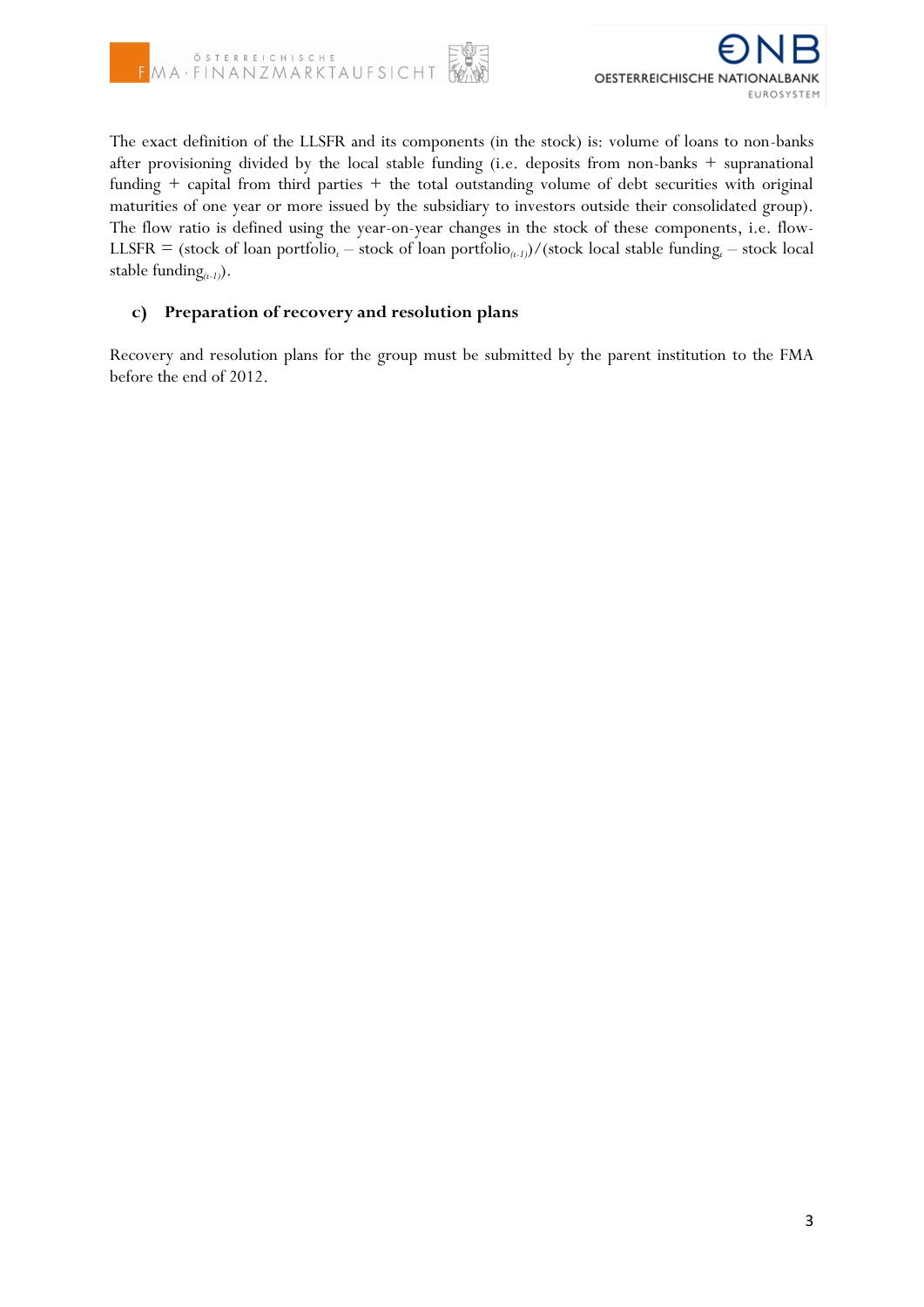The exact definition of the LLSFR and its components (in the stock) is: volume of loans to non-banks after provisioning divided by the local stable funding (i.e. deposits from non-banks + supranational funding + capital from third parties + the total outstanding volume of debt securities with original maturities of one year or more issued by the subsidiary to investors outside their consolidated group). The flow ratio is defined using the year-on-year changes in the stock of these components, i.e. flow-LLSFR = (stock of loan portfolio$_t$ – stock of loan portfolio$_{(t-1)}$)/(stock local stable funding$_t$ – stock local stable funding$_{(t-1)}$).

### c) Preparation of recovery and resolution plans

Recovery and resolution plans for the group must be submitted by the parent institution to the FMA before the end of 2012.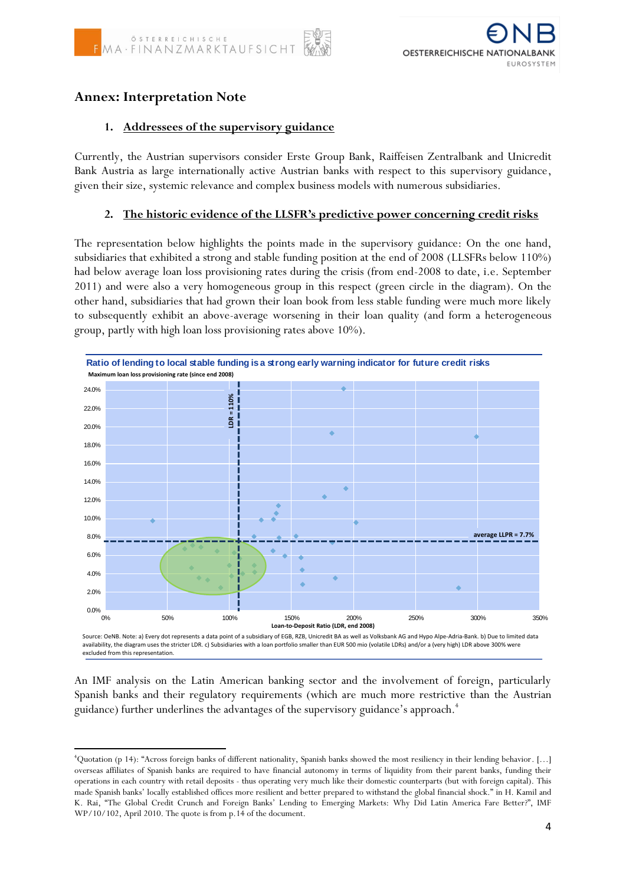# Annex: Interpretation Note

## 1. Addressees of the supervisory guidance

Currently, the Austrian supervisors consider Erste Group Bank, Raiffeisen Zentralbank and Unicredit Bank Austria as large internationally active Austrian banks with respect to this supervisory guidance, given their size, systemic relevance and complex business models with numerous subsidiaries.

## 2. The historic evidence of the LLSFR's predictive power concerning credit risks

The representation below highlights the points made in the supervisory guidance: On the one hand, subsidiaries that exhibited a strong and stable funding position at the end of 2008 (LLSFRs below 110%) had below average loan loss provisioning rates during the crisis (from end-2008 to date, i.e. September 2011) and were also a very homogeneous group in this respect (green circle in the diagram). On the other hand, subsidiaries that had grown their loan book from less stable funding were much more likely to subsequently exhibit an above-average worsening in their loan quality (and form a heterogeneous group, partly with high loan loss provisioning rates above 10%).

Ratio of lending to local stable funding is a strong early warning indicator for future credit risks

Maximum loan loss provisioning rate (since end 2008)

24.0%
22.0%
20.0%
18.0%
16.0%
14.0%
12.0%
10.0%
8.0%
6.0%
4.0%
2.0%
0.0%

LDR = 110%

average LLPR = 7.7%

0%
50%
100%
150%
200%
250%
300%
350%

Loan-to-Deposit Ratio (LDR, end 2008)

Source: OeNB. Note: a) Every dot represents a data point of a subsidiary of EGB, RZB, Unicredit BA as well as Volksbank AG and Hypo Alpe-Adria-Bank. b) Due to limited data availability, the diagram uses the stricter LDR. c) Subsidiaries with a loan portfolio smaller than EUR 500 mio (volatile LDRs) and/or a (very high) LDR above 300% were excluded from this representation.

An IMF analysis on the Latin American banking sector and the involvement of foreign, particularly Spanish banks and their regulatory requirements (which are much more restrictive than the Austrian guidance) further underlines the advantages of the supervisory guidance's approach.[4]

---

[4] Quotation (p 14): "Across foreign banks of different nationality, Spanish banks showed the most resiliency in their lending behavior. […] overseas affiliates of Spanish banks are required to have financial autonomy in terms of liquidity from their parent banks, funding their operations in each country with retail deposits - thus operating very much like their domestic counterparts (but with foreign capital). This made Spanish banks' locally established offices more resilient and better prepared to withstand the global financial shock." in H. Kamil and K. Rai, "The Global Credit Crunch and Foreign Banks' Lending to Emerging Markets: Why Did Latin America Fare Better?", IMF WP/10/102, April 2010. The quote is from p.14 of the document.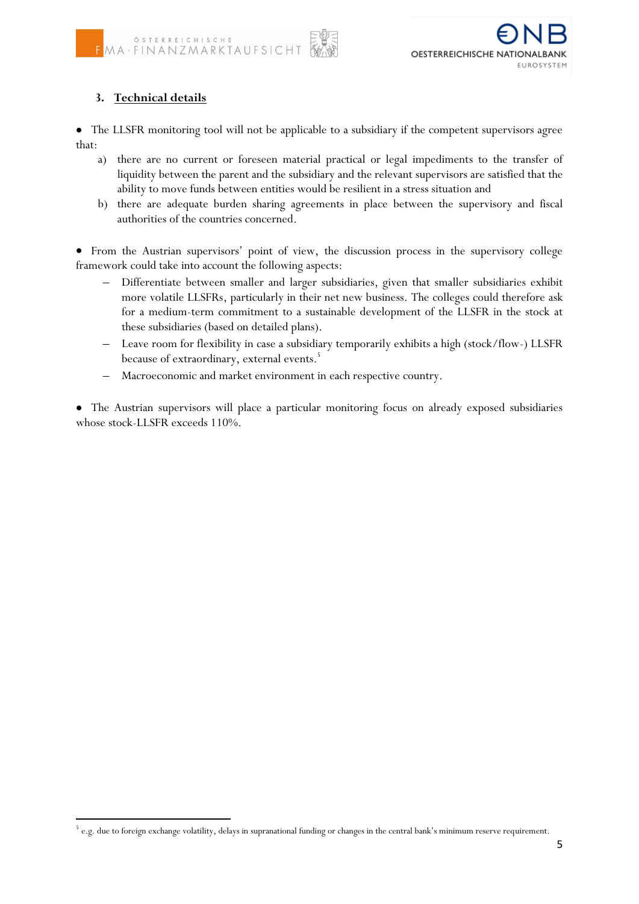## 3. Technical details

- The LLSFR monitoring tool will not be applicable to a subsidiary if the competent supervisors agree that:
  a) there are no current or foreseen material practical or legal impediments to the transfer of liquidity between the parent and the subsidiary and the relevant supervisors are satisfied that the ability to move funds between entities would be resilient in a stress situation and
  b) there are adequate burden sharing agreements in place between the supervisory and fiscal authorities of the countries concerned.

- From the Austrian supervisors' point of view, the discussion process in the supervisory college framework could take into account the following aspects:
  - Differentiate between smaller and larger subsidiaries, given that smaller subsidiaries exhibit more volatile LLSFRs, particularly in their net new business. The colleges could therefore ask for a medium-term commitment to a sustainable development of the LLSFR in the stock at these subsidiaries (based on detailed plans).
  - Leave room for flexibility in case a subsidiary temporarily exhibits a high (stock/flow-) LLSFR because of extraordinary, external events.[5]
  - Macroeconomic and market environment in each respective country.

- The Austrian supervisors will place a particular monitoring focus on already exposed subsidiaries whose stock-LLSFR exceeds 110%.

---

[5] e.g. due to foreign exchange volatility, delays in supranational funding or changes in the central bank's minimum reserve requirement.